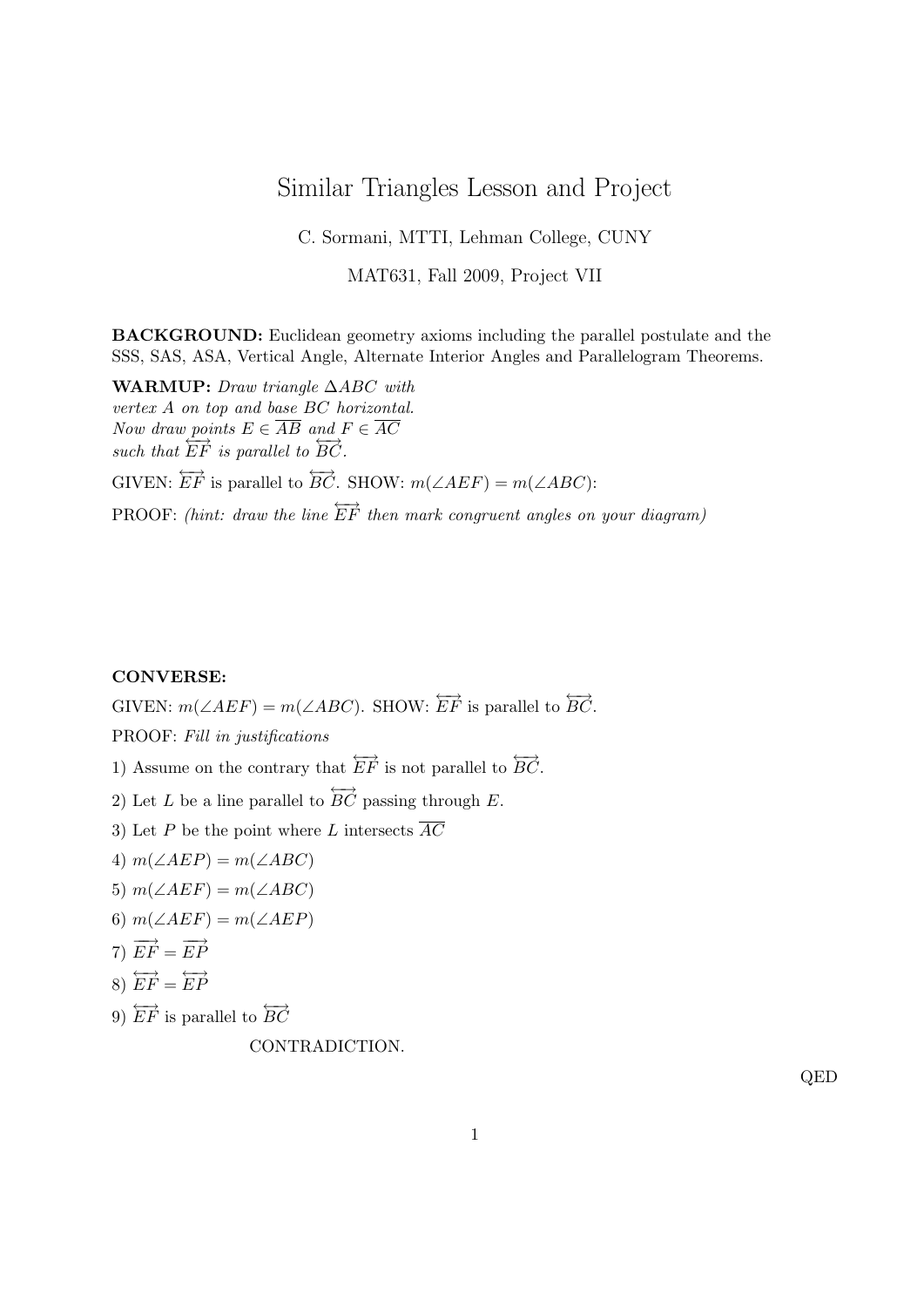# Similar Triangles Lesson and Project

C. Sormani, MTTI, Lehman College, CUNY

MAT631, Fall 2009, Project VII

**BACKGROUND:** Euclidean geometry axioms including the parallel postulate and the SSS, SAS, ASA, Vertical Angle, Alternate Interior Angles and Parallelogram Theorems.

**WARMUP:** *Draw triangle $\Delta ABC$ with vertex $A$ on top and base $BC$ horizontal. Now draw points $E \in \overline{AB}$ and $F \in \overline{AC}$ such that $\overleftrightarrow{EF}$ is parallel to $\overleftrightarrow{BC}$.*

GIVEN: $\overleftrightarrow{EF}$ is parallel to $\overleftrightarrow{BC}$. SHOW: $m(\angle AEF) = m(\angle ABC)$:

PROOF: *(hint: draw the line $\overleftrightarrow{EF}$ then mark congruent angles on your diagram)*

**CONVERSE:**

GIVEN: $m(\angle AEF) = m(\angle ABC)$. SHOW: $\overleftrightarrow{EF}$ is parallel to $\overleftrightarrow{BC}$.

PROOF: *Fill in justifications*

1) Assume on the contrary that $\overleftrightarrow{EF}$ is not parallel to $\overleftrightarrow{BC}$.

2) Let $L$ be a line parallel to $\overleftrightarrow{BC}$ passing through $E$.

3) Let $P$ be the point where $L$ intersects $\overline{AC}$

4) $m(\angle AEP) = m(\angle ABC)$

5) $m(\angle AEF) = m(\angle ABC)$

6) $m(\angle AEF) = m(\angle AEP)$

7) $\overrightarrow{EF} = \overrightarrow{EP}$

8) $\overleftrightarrow{EF} = \overleftrightarrow{EP}$

9) $\overleftrightarrow{EF}$ is parallel to $\overleftrightarrow{BC}$

CONTRADICTION.

QED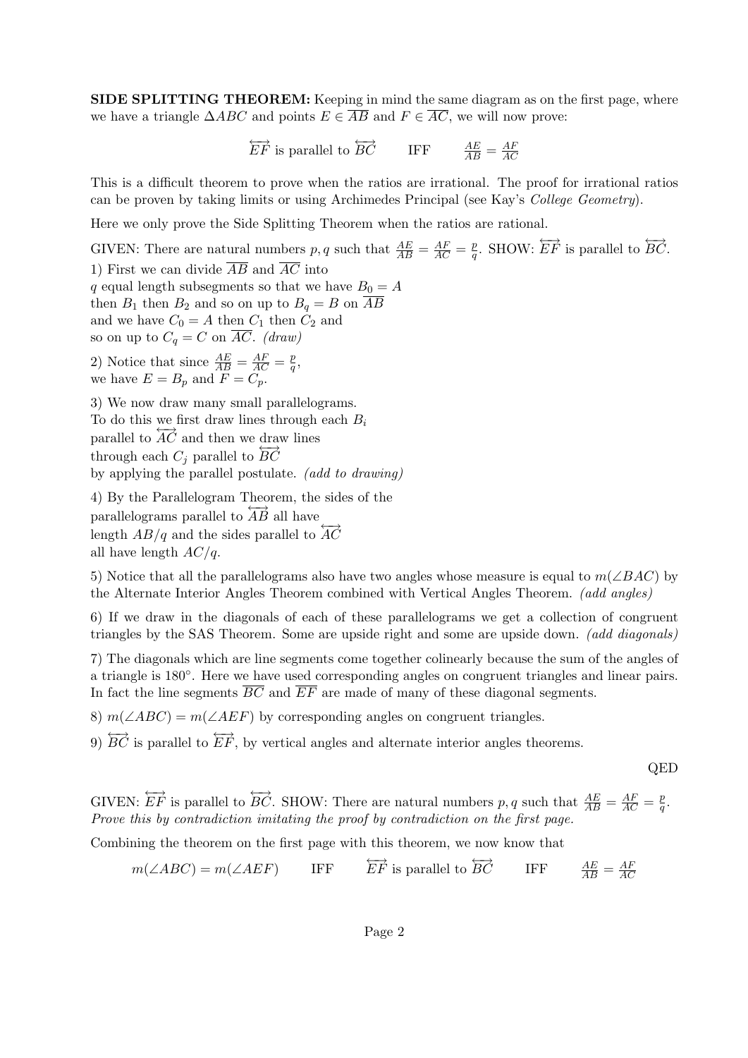**SIDE SPLITTING THEOREM:** Keeping in mind the same diagram as on the first page, where we have a triangle $\Delta ABC$ and points $E \in \overline{AB}$ and $F \in \overline{AC}$, we will now prove:

$$\overleftrightarrow{EF} \text{ is parallel to } \overleftrightarrow{BC} \qquad \text{IFF} \qquad \frac{AE}{AB} = \frac{AF}{AC}$$

This is a difficult theorem to prove when the ratios are irrational. The proof for irrational ratios can be proven by taking limits or using Archimedes Principal (see Kay's *College Geometry*).

Here we only prove the Side Splitting Theorem when the ratios are rational.

GIVEN: There are natural numbers $p, q$ such that $\frac{AE}{AB} = \frac{AF}{AC} = \frac{p}{q}$. SHOW: $\overleftrightarrow{EF}$ is parallel to $\overleftrightarrow{BC}$.

1) First we can divide $\overline{AB}$ and $\overline{AC}$ into $q$ equal length subsegments so that we have $B_0 = A$ then $B_1$ then $B_2$ and so on up to $B_q = B$ on $\overline{AB}$ and we have $C_0 = A$ then $C_1$ then $C_2$ and so on up to $C_q = C$ on $\overline{AC}$. *(draw)*

2) Notice that since $\frac{AE}{AB} = \frac{AF}{AC} = \frac{p}{q}$, we have $E = B_p$ and $F = C_p$.

3) We now draw many small parallelograms. To do this we first draw lines through each $B_i$ parallel to $\overleftrightarrow{AC}$ and then we draw lines through each $C_j$ parallel to $\overleftrightarrow{BC}$ by applying the parallel postulate. *(add to drawing)*

4) By the Parallelogram Theorem, the sides of the parallelograms parallel to $\overleftrightarrow{AB}$ all have length $AB/q$ and the sides parallel to $\overleftrightarrow{AC}$ all have length $AC/q$.

5) Notice that all the parallelograms also have two angles whose measure is equal to $m(\angle BAC)$ by the Alternate Interior Angles Theorem combined with Vertical Angles Theorem. *(add angles)*

6) If we draw in the diagonals of each of these parallelograms we get a collection of congruent triangles by the SAS Theorem. Some are upside right and some are upside down. *(add diagonals)*

7) The diagonals which are line segments come together colinearly because the sum of the angles of a triangle is $180°$. Here we have used corresponding angles on congruent triangles and linear pairs. In fact the line segments $\overline{BC}$ and $\overline{EF}$ are made of many of these diagonal segments.

8) $m(\angle ABC) = m(\angle AEF)$ by corresponding angles on congruent triangles.

9) $\overleftrightarrow{BC}$ is parallel to $\overleftrightarrow{EF}$, by vertical angles and alternate interior angles theorems.

QED

GIVEN: $\overleftrightarrow{EF}$ is parallel to $\overleftrightarrow{BC}$. SHOW: There are natural numbers $p, q$ such that $\frac{AE}{AB} = \frac{AF}{AC} = \frac{p}{q}$. *Prove this by contradiction imitating the proof by contradiction on the first page.*

Combining the theorem on the first page with this theorem, we now know that

$$m(\angle ABC) = m(\angle AEF) \qquad \text{IFF} \qquad \overleftrightarrow{EF} \text{ is parallel to } \overleftrightarrow{BC} \qquad \text{IFF} \qquad \frac{AE}{AB} = \frac{AF}{AC}$$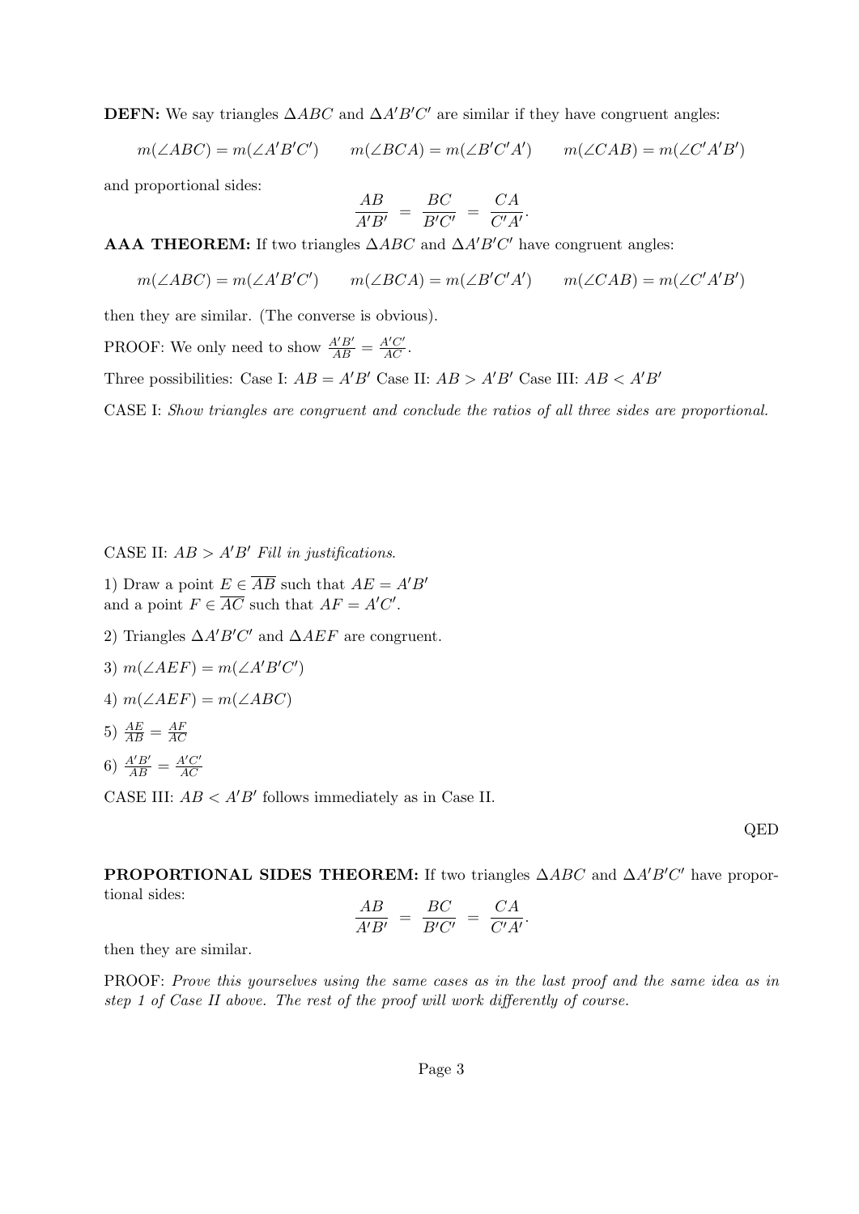**DEFN:** We say triangles $\Delta ABC$ and $\Delta A'B'C'$ are similar if they have congruent angles:

$$m(\angle ABC) = m(\angle A'B'C') \qquad m(\angle BCA) = m(\angle B'C'A') \qquad m(\angle CAB) = m(\angle C'A'B')$$

and proportional sides:

$$\frac{AB}{A'B'} = \frac{BC}{B'C'} = \frac{CA}{C'A'}.$$

**AAA THEOREM:** If two triangles $\Delta ABC$ and $\Delta A'B'C'$ have congruent angles:

$$m(\angle ABC) = m(\angle A'B'C') \qquad m(\angle BCA) = m(\angle B'C'A') \qquad m(\angle CAB) = m(\angle C'A'B')$$

then they are similar. (The converse is obvious).

PROOF: We only need to show $\frac{A'B'}{AB} = \frac{A'C'}{AC}$.

Three possibilities: Case I: $AB = A'B'$ Case II: $AB > A'B'$ Case III: $AB < A'B'$

CASE I: *Show triangles are congruent and conclude the ratios of all three sides are proportional.*

CASE II: $AB > A'B'$ *Fill in justifications.*

1) Draw a point $E \in \overline{AB}$ such that $AE = A'B'$ and a point $F \in \overline{AC}$ such that $AF = A'C'$.

2) Triangles $\Delta A'B'C'$ and $\Delta AEF$ are congruent.

3) $m(\angle AEF) = m(\angle A'B'C')$

4) $m(\angle AEF) = m(\angle ABC)$

5) $\frac{AE}{AB} = \frac{AF}{AC}$

6) $\frac{A'B'}{AB} = \frac{A'C'}{AC}$

CASE III: $AB < A'B'$ follows immediately as in Case II.

QED

**PROPORTIONAL SIDES THEOREM:** If two triangles $\Delta ABC$ and $\Delta A'B'C'$ have proportional sides:

$$\frac{AB}{A'B'} = \frac{BC}{B'C'} = \frac{CA}{C'A'}.$$

then they are similar.

PROOF: *Prove this yourselves using the same cases as in the last proof and the same idea as in step 1 of Case II above. The rest of the proof will work differently of course.*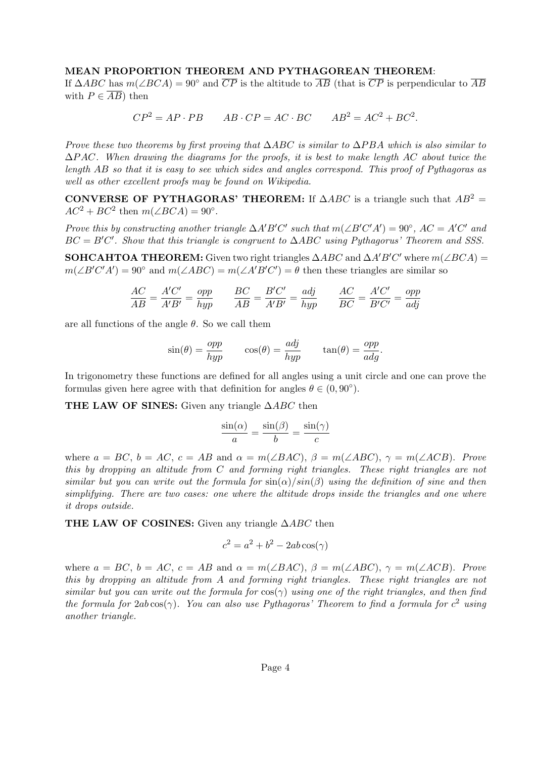**MEAN PROPORTION THEOREM AND PYTHAGOREAN THEOREM**:
If $\Delta ABC$ has $m(\angle BCA) = 90^\circ$ and $\overline{CP}$ is the altitude to $\overline{AB}$ (that is $\overline{CP}$ is perpendicular to $\overline{AB}$ with $P \in \overline{AB}$) then

$$CP^2 = AP \cdot PB \qquad AB \cdot CP = AC \cdot BC \qquad AB^2 = AC^2 + BC^2.$$

*Prove these two theorems by first proving that $\Delta ABC$ is similar to $\Delta PBA$ which is also similar to $\Delta PAC$. When drawing the diagrams for the proofs, it is best to make length AC about twice the length AB so that it is easy to see which sides and angles correspond. This proof of Pythagoras as well as other excellent proofs may be found on Wikipedia.*

**CONVERSE OF PYTHAGORAS' THEOREM:** If $\Delta ABC$ is a triangle such that $AB^2 = AC^2 + BC^2$ then $m(\angle BCA) = 90^\circ$.

*Prove this by constructing another triangle $\Delta A'B'C'$ such that $m(\angle B'C'A') = 90^\circ$, $AC = A'C'$ and $BC = B'C'$. Show that this triangle is congruent to $\Delta ABC$ using Pythagorus' Theorem and SSS.*

**SOHCAHTOA THEOREM:** Given two right triangles $\Delta ABC$ and $\Delta A'B'C'$ where $m(\angle BCA) = m(\angle B'C'A') = 90^\circ$ and $m(\angle ABC) = m(\angle A'B'C') = \theta$ then these triangles are similar so

$$\frac{AC}{AB} = \frac{A'C'}{A'B'} = \frac{opp}{hyp} \qquad \frac{BC}{AB} = \frac{B'C'}{A'B'} = \frac{adj}{hyp} \qquad \frac{AC}{BC} = \frac{A'C'}{B'C'} = \frac{opp}{adj}$$

are all functions of the angle $\theta$. So we call them

$$\sin(\theta) = \frac{opp}{hyp} \qquad \cos(\theta) = \frac{adj}{hyp} \qquad \tan(\theta) = \frac{opp}{adg}.$$

In trigonometry these functions are defined for all angles using a unit circle and one can prove the formulas given here agree with that definition for angles $\theta \in (0, 90^\circ)$.

**THE LAW OF SINES:** Given any triangle $\Delta ABC$ then

$$\frac{\sin(\alpha)}{a} = \frac{\sin(\beta)}{b} = \frac{\sin(\gamma)}{c}$$

where $a = BC$, $b = AC$, $c = AB$ and $\alpha = m(\angle BAC)$, $\beta = m(\angle ABC)$, $\gamma = m(\angle ACB)$. *Prove this by dropping an altitude from C and forming right triangles. These right triangles are not similar but you can write out the formula for $\sin(\alpha)/sin(\beta)$ using the definition of sine and then simplifying. There are two cases: one where the altitude drops inside the triangles and one where it drops outside.*

**THE LAW OF COSINES:** Given any triangle $\Delta ABC$ then

$$c^2 = a^2 + b^2 - 2ab\cos(\gamma)$$

where $a = BC$, $b = AC$, $c = AB$ and $\alpha = m(\angle BAC)$, $\beta = m(\angle ABC)$, $\gamma = m(\angle ACB)$. *Prove this by dropping an altitude from A and forming right triangles. These right triangles are not similar but you can write out the formula for $\cos(\gamma)$ using one of the right triangles, and then find the formula for $2ab\cos(\gamma)$. You can also use Pythagoras' Theorem to find a formula for $c^2$ using another triangle.*